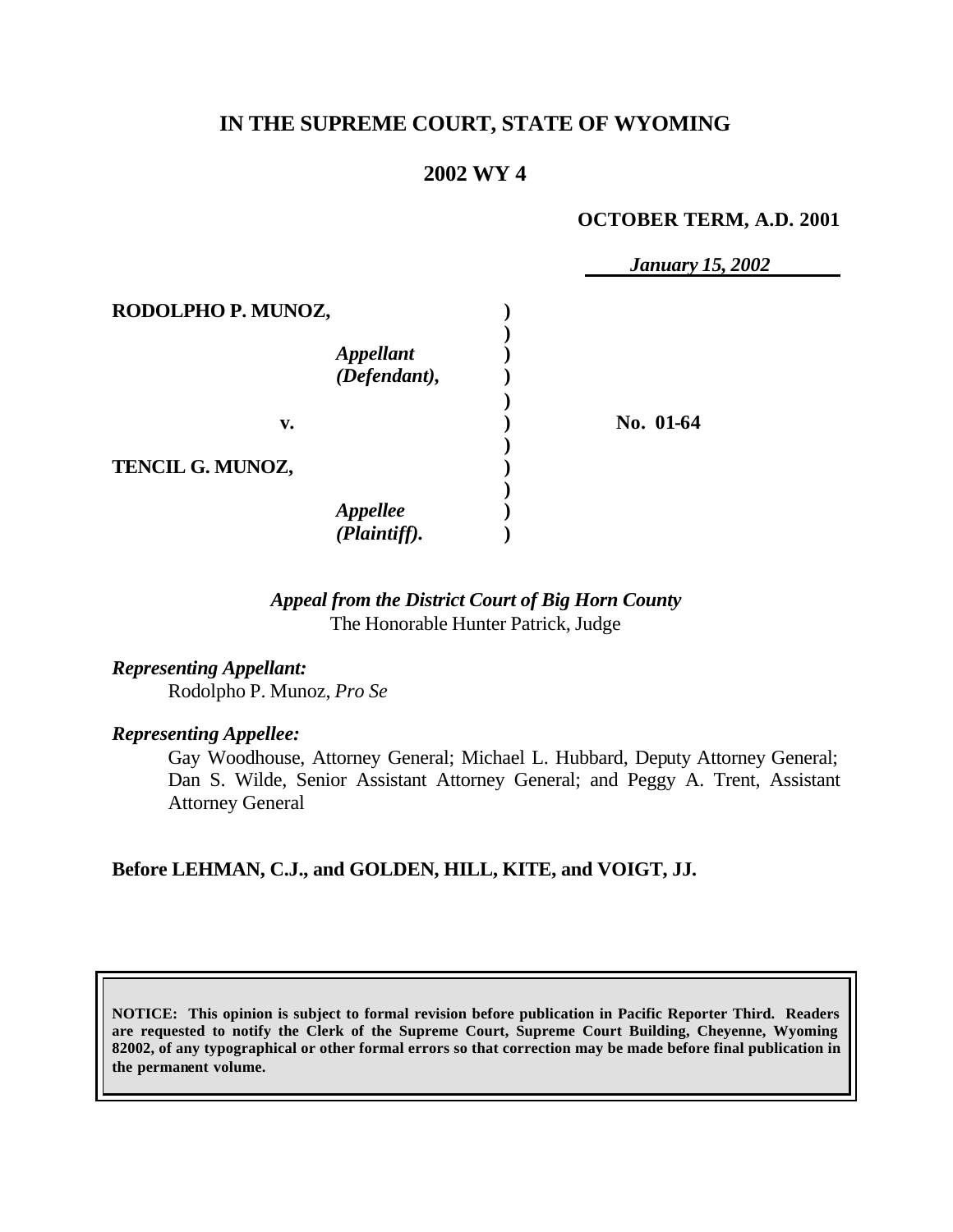# IN THE SUPREME COURT, STATE OF WYOMING

## 2002 WY 4

**OCTOBER TERM, A.D. 2001**

*January 15, 2002*

| | | |
|---|---|---|
| **RODOLPHO P. MUNOZ,** | ) | |
| *Appellant* *(Defendant),* | ) | |
| **v.** | ) | **No. 01-64** |
| **TENCIL G. MUNOZ,** | ) | |
| *Appellee* *(Plaintiff).* | ) | |

***Appeal from the District Court of Big Horn County***
The Honorable Hunter Patrick, Judge

***Representing Appellant:***
Rodolpho P. Munoz, *Pro Se*

***Representing Appellee:***
Gay Woodhouse, Attorney General; Michael L. Hubbard, Deputy Attorney General; Dan S. Wilde, Senior Assistant Attorney General; and Peggy A. Trent, Assistant Attorney General

**Before LEHMAN, C.J., and GOLDEN, HILL, KITE, and VOIGT, JJ.**

**NOTICE: This opinion is subject to formal revision before publication in Pacific Reporter Third. Readers are requested to notify the Clerk of the Supreme Court, Supreme Court Building, Cheyenne, Wyoming 82002, of any typographical or other formal errors so that correction may be made before final publication in the permanent volume.**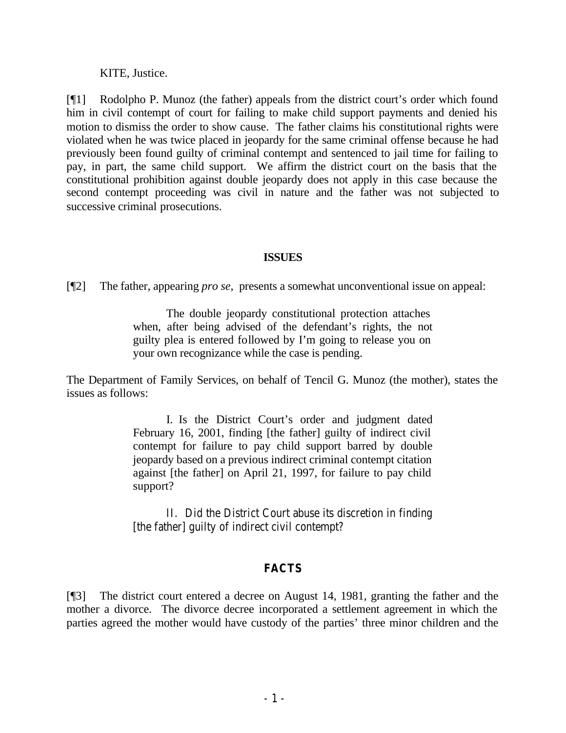KITE, Justice.

[¶1] Rodolpho P. Munoz (the father) appeals from the district court's order which found him in civil contempt of court for failing to make child support payments and denied his motion to dismiss the order to show cause. The father claims his constitutional rights were violated when he was twice placed in jeopardy for the same criminal offense because he had previously been found guilty of criminal contempt and sentenced to jail time for failing to pay, in part, the same child support. We affirm the district court on the basis that the constitutional prohibition against double jeopardy does not apply in this case because the second contempt proceeding was civil in nature and the father was not subjected to successive criminal prosecutions.

## ISSUES

[¶2] The father, appearing *pro se*, presents a somewhat unconventional issue on appeal:

> The double jeopardy constitutional protection attaches when, after being advised of the defendant's rights, the not guilty plea is entered followed by I'm going to release you on your own recognizance while the case is pending.

The Department of Family Services, on behalf of Tencil G. Munoz (the mother), states the issues as follows:

> I. Is the District Court's order and judgment dated February 16, 2001, finding [the father] guilty of indirect civil contempt for failure to pay child support barred by double jeopardy based on a previous indirect criminal contempt citation against [the father] on April 21, 1997, for failure to pay child support?
>
> II. Did the District Court abuse its discretion in finding [the father] guilty of indirect civil contempt?

## FACTS

[¶3] The district court entered a decree on August 14, 1981, granting the father and the mother a divorce. The divorce decree incorporated a settlement agreement in which the parties agreed the mother would have custody of the parties' three minor children and the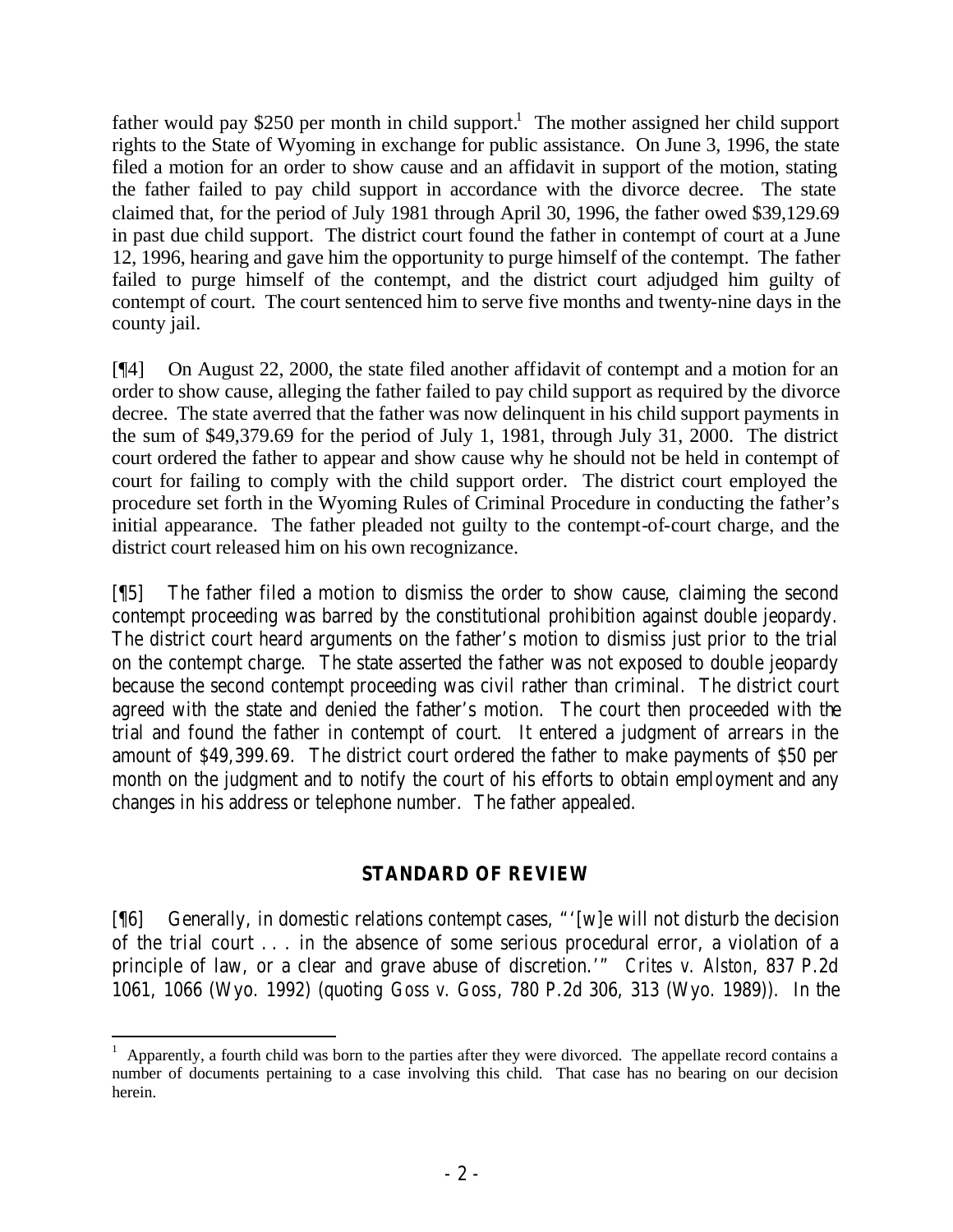father would pay $250 per month in child support.[1] The mother assigned her child support rights to the State of Wyoming in exchange for public assistance. On June 3, 1996, the state filed a motion for an order to show cause and an affidavit in support of the motion, stating the father failed to pay child support in accordance with the divorce decree. The state claimed that, for the period of July 1981 through April 30, 1996, the father owed $39,129.69 in past due child support. The district court found the father in contempt of court at a June 12, 1996, hearing and gave him the opportunity to purge himself of the contempt. The father failed to purge himself of the contempt, and the district court adjudged him guilty of contempt of court. The court sentenced him to serve five months and twenty-nine days in the county jail.

[¶4] On August 22, 2000, the state filed another affidavit of contempt and a motion for an order to show cause, alleging the father failed to pay child support as required by the divorce decree. The state averred that the father was now delinquent in his child support payments in the sum of $49,379.69 for the period of July 1, 1981, through July 31, 2000. The district court ordered the father to appear and show cause why he should not be held in contempt of court for failing to comply with the child support order. The district court employed the procedure set forth in the Wyoming Rules of Criminal Procedure in conducting the father's initial appearance. The father pleaded not guilty to the contempt-of-court charge, and the district court released him on his own recognizance.

[¶5] The father filed a motion to dismiss the order to show cause, claiming the second contempt proceeding was barred by the constitutional prohibition against double jeopardy. The district court heard arguments on the father's motion to dismiss just prior to the trial on the contempt charge. The state asserted the father was not exposed to double jeopardy because the second contempt proceeding was civil rather than criminal. The district court agreed with the state and denied the father's motion. The court then proceeded with the trial and found the father in contempt of court. It entered a judgment of arrears in the amount of $49,399.69. The district court ordered the father to make payments of $50 per month on the judgment and to notify the court of his efforts to obtain employment and any changes in his address or telephone number. The father appealed.

## STANDARD OF REVIEW

[¶6] Generally, in domestic relations contempt cases, "'[w]e will not disturb the decision of the trial court . . . in the absence of some serious procedural error, a violation of a principle of law, or a clear and grave abuse of discretion.'" *Crites v. Alston*, 837 P.2d 1061, 1066 (Wyo. 1992) (quoting *Goss v. Goss*, 780 P.2d 306, 313 (Wyo. 1989)). In the

---

[1] Apparently, a fourth child was born to the parties after they were divorced. The appellate record contains a number of documents pertaining to a case involving this child. That case has no bearing on our decision herein.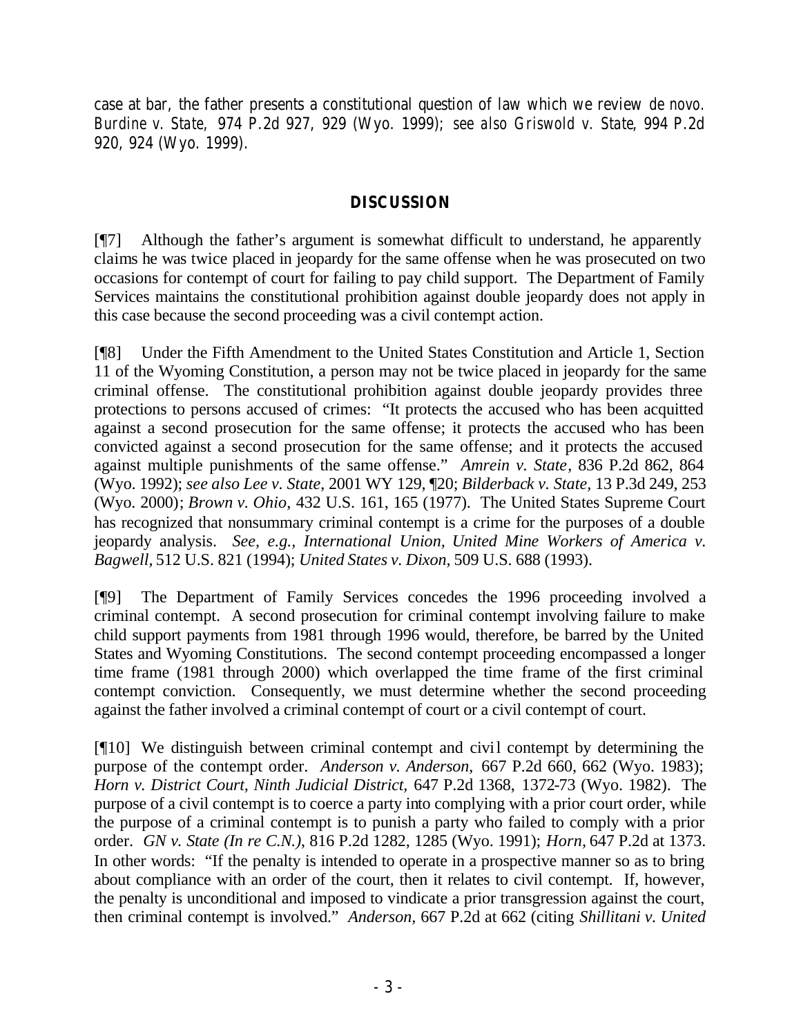case at bar, the father presents a constitutional question of law which we review *de novo*. *Burdine v. State*, 974 P.2d 927, 929 (Wyo. 1999); *see also Griswold v. State*, 994 P.2d 920, 924 (Wyo. 1999).

## DISCUSSION

[¶7] Although the father's argument is somewhat difficult to understand, he apparently claims he was twice placed in jeopardy for the same offense when he was prosecuted on two occasions for contempt of court for failing to pay child support. The Department of Family Services maintains the constitutional prohibition against double jeopardy does not apply in this case because the second proceeding was a civil contempt action.

[¶8] Under the Fifth Amendment to the United States Constitution and Article 1, Section 11 of the Wyoming Constitution, a person may not be twice placed in jeopardy for the same criminal offense. The constitutional prohibition against double jeopardy provides three protections to persons accused of crimes: "It protects the accused who has been acquitted against a second prosecution for the same offense; it protects the accused who has been convicted against a second prosecution for the same offense; and it protects the accused against multiple punishments of the same offense." *Amrein v. State*, 836 P.2d 862, 864 (Wyo. 1992); *see also Lee v. State*, 2001 WY 129, ¶20; *Bilderback v. State*, 13 P.3d 249, 253 (Wyo. 2000); *Brown v. Ohio*, 432 U.S. 161, 165 (1977). The United States Supreme Court has recognized that nonsummary criminal contempt is a crime for the purposes of a double jeopardy analysis. *See, e.g.*, *International Union, United Mine Workers of America v. Bagwell*, 512 U.S. 821 (1994); *United States v. Dixon*, 509 U.S. 688 (1993).

[¶9] The Department of Family Services concedes the 1996 proceeding involved a criminal contempt. A second prosecution for criminal contempt involving failure to make child support payments from 1981 through 1996 would, therefore, be barred by the United States and Wyoming Constitutions. The second contempt proceeding encompassed a longer time frame (1981 through 2000) which overlapped the time frame of the first criminal contempt conviction. Consequently, we must determine whether the second proceeding against the father involved a criminal contempt of court or a civil contempt of court.

[¶10] We distinguish between criminal contempt and civil contempt by determining the purpose of the contempt order. *Anderson v. Anderson*, 667 P.2d 660, 662 (Wyo. 1983); *Horn v. District Court, Ninth Judicial District*, 647 P.2d 1368, 1372-73 (Wyo. 1982). The purpose of a civil contempt is to coerce a party into complying with a prior court order, while the purpose of a criminal contempt is to punish a party who failed to comply with a prior order. *GN v. State (In re C.N.)*, 816 P.2d 1282, 1285 (Wyo. 1991); *Horn*, 647 P.2d at 1373. In other words: "If the penalty is intended to operate in a prospective manner so as to bring about compliance with an order of the court, then it relates to civil contempt. If, however, the penalty is unconditional and imposed to vindicate a prior transgression against the court, then criminal contempt is involved." *Anderson*, 667 P.2d at 662 (citing *Shillitani v. United*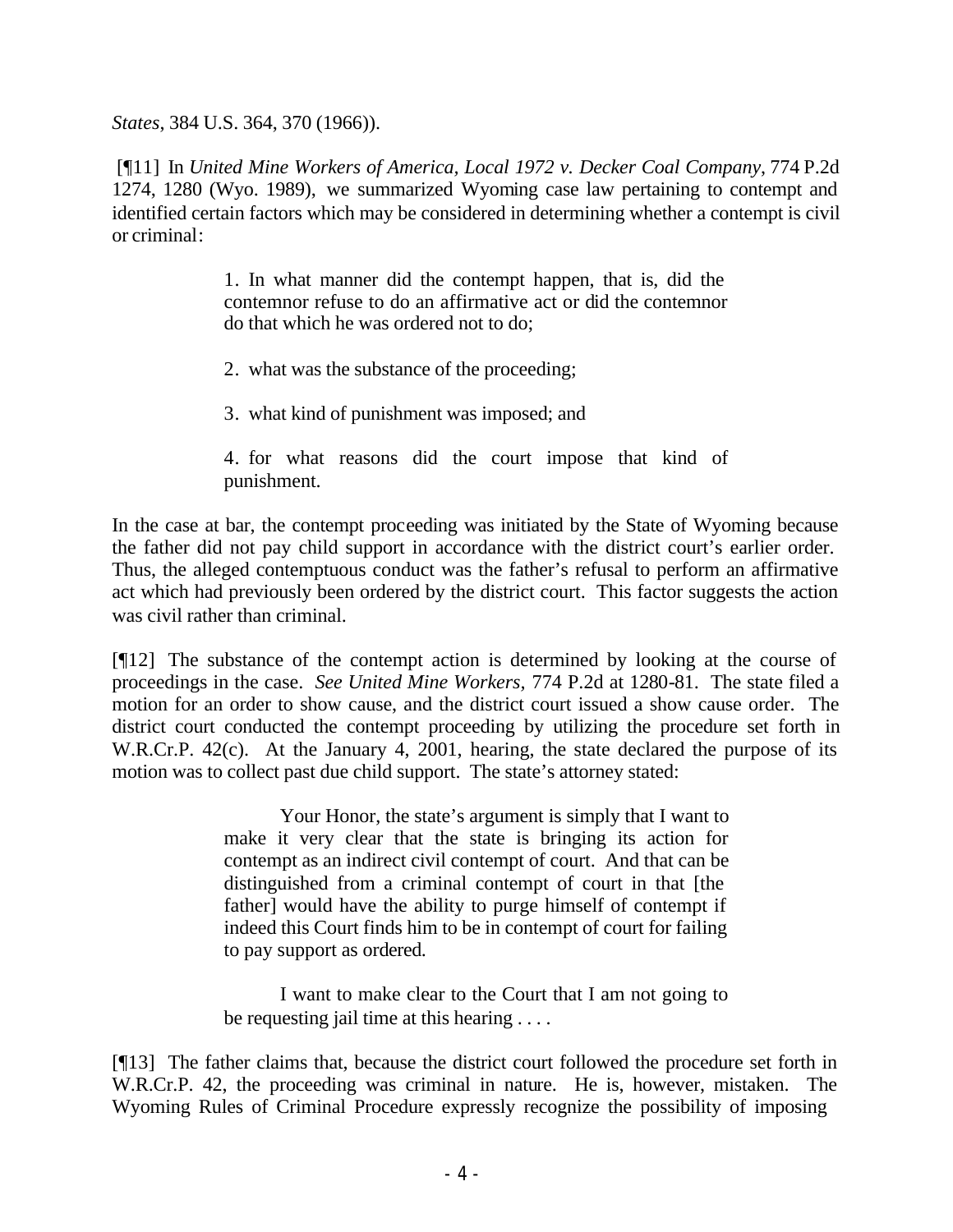*States*, 384 U.S. 364, 370 (1966)).

[¶11] In *United Mine Workers of America, Local 1972 v. Decker Coal Company*, 774 P.2d 1274, 1280 (Wyo. 1989), we summarized Wyoming case law pertaining to contempt and identified certain factors which may be considered in determining whether a contempt is civil or criminal:

> 1. In what manner did the contempt happen, that is, did the contemnor refuse to do an affirmative act or did the contemnor do that which he was ordered not to do;
>
> 2. what was the substance of the proceeding;
>
> 3. what kind of punishment was imposed; and
>
> 4. for what reasons did the court impose that kind of punishment.

In the case at bar, the contempt proceeding was initiated by the State of Wyoming because the father did not pay child support in accordance with the district court's earlier order. Thus, the alleged contemptuous conduct was the father's refusal to perform an affirmative act which had previously been ordered by the district court. This factor suggests the action was civil rather than criminal.

[¶12] The substance of the contempt action is determined by looking at the course of proceedings in the case. *See United Mine Workers*, 774 P.2d at 1280-81. The state filed a motion for an order to show cause, and the district court issued a show cause order. The district court conducted the contempt proceeding by utilizing the procedure set forth in W.R.Cr.P. 42(c). At the January 4, 2001, hearing, the state declared the purpose of its motion was to collect past due child support. The state's attorney stated:

> Your Honor, the state's argument is simply that I want to make it very clear that the state is bringing its action for contempt as an indirect civil contempt of court. And that can be distinguished from a criminal contempt of court in that [the father] would have the ability to purge himself of contempt if indeed this Court finds him to be in contempt of court for failing to pay support as ordered.
>
> I want to make clear to the Court that I am not going to be requesting jail time at this hearing . . . .

[¶13] The father claims that, because the district court followed the procedure set forth in W.R.Cr.P. 42, the proceeding was criminal in nature. He is, however, mistaken. The Wyoming Rules of Criminal Procedure expressly recognize the possibility of imposing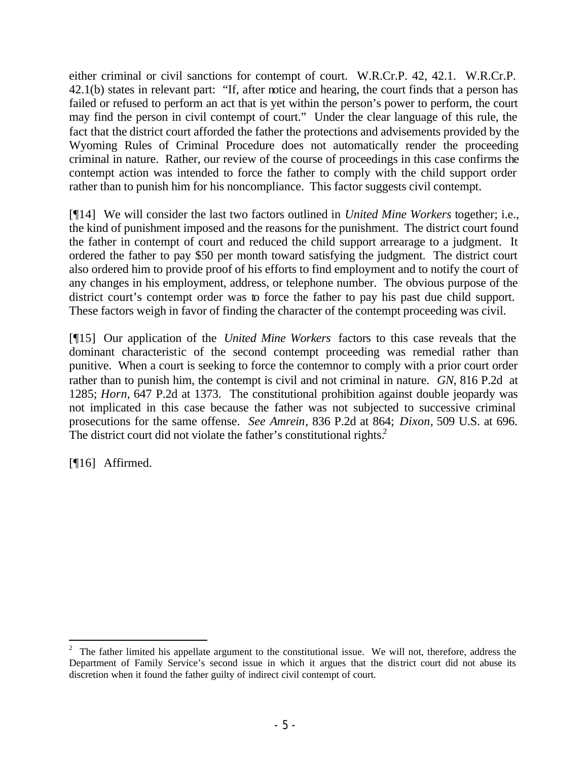either criminal or civil sanctions for contempt of court. W.R.Cr.P. 42, 42.1. W.R.Cr.P. 42.1(b) states in relevant part: "If, after notice and hearing, the court finds that a person has failed or refused to perform an act that is yet within the person's power to perform, the court may find the person in civil contempt of court." Under the clear language of this rule, the fact that the district court afforded the father the protections and advisements provided by the Wyoming Rules of Criminal Procedure does not automatically render the proceeding criminal in nature. Rather, our review of the course of proceedings in this case confirms the contempt action was intended to force the father to comply with the child support order rather than to punish him for his noncompliance. This factor suggests civil contempt.

[¶14] We will consider the last two factors outlined in *United Mine Workers* together; i.e., the kind of punishment imposed and the reasons for the punishment. The district court found the father in contempt of court and reduced the child support arrearage to a judgment. It ordered the father to pay $50 per month toward satisfying the judgment. The district court also ordered him to provide proof of his efforts to find employment and to notify the court of any changes in his employment, address, or telephone number. The obvious purpose of the district court's contempt order was to force the father to pay his past due child support. These factors weigh in favor of finding the character of the contempt proceeding was civil.

[¶15] Our application of the *United Mine Workers* factors to this case reveals that the dominant characteristic of the second contempt proceeding was remedial rather than punitive. When a court is seeking to force the contemnor to comply with a prior court order rather than to punish him, the contempt is civil and not criminal in nature. *GN*, 816 P.2d at 1285; *Horn*, 647 P.2d at 1373. The constitutional prohibition against double jeopardy was not implicated in this case because the father was not subjected to successive criminal prosecutions for the same offense. *See Amrein*, 836 P.2d at 864; *Dixon*, 509 U.S. at 696. The district court did not violate the father's constitutional rights.[2]

[¶16] Affirmed.

---

[2] The father limited his appellate argument to the constitutional issue. We will not, therefore, address the Department of Family Service's second issue in which it argues that the district court did not abuse its discretion when it found the father guilty of indirect civil contempt of court.